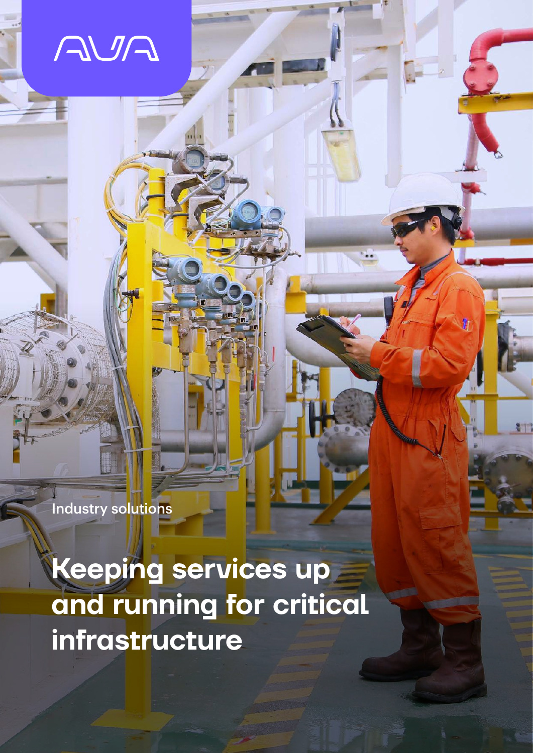AVA

Industry solutions

# Keeping services up and running for critical infrastructure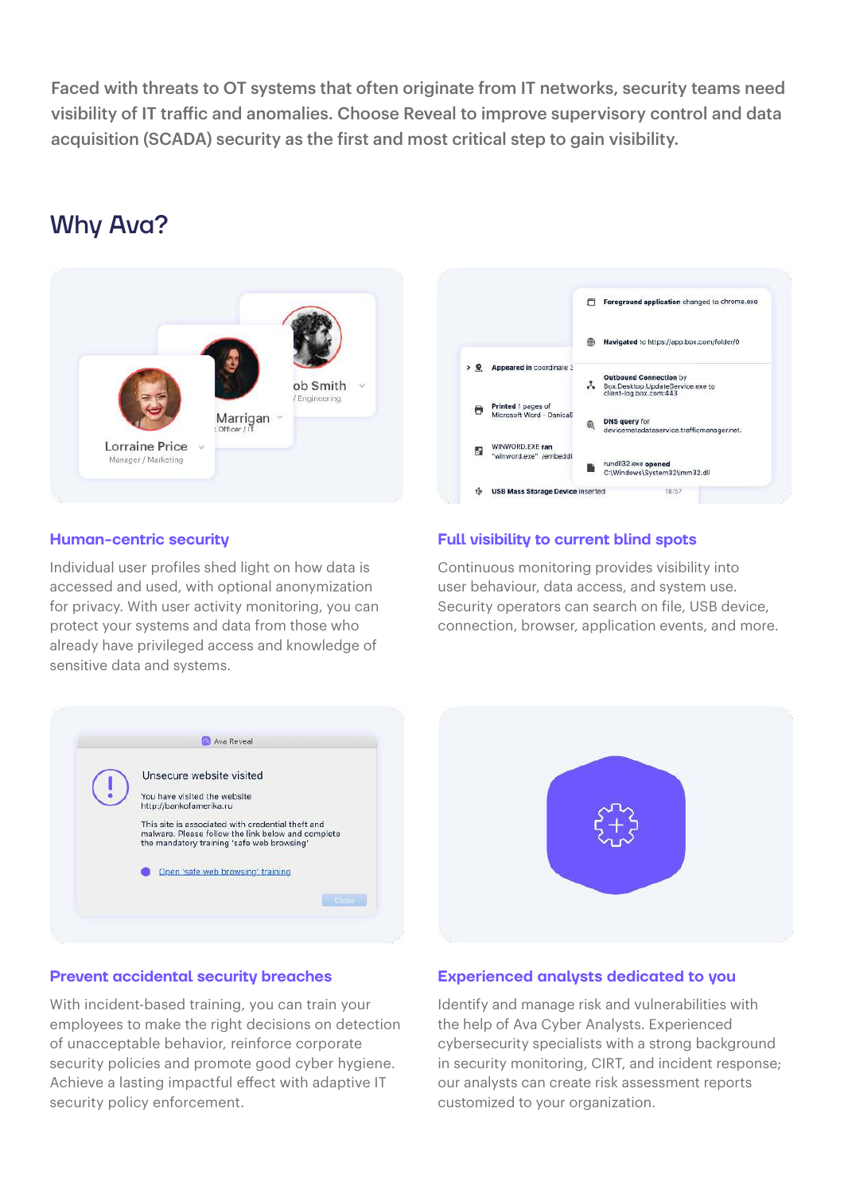Faced with threats to OT systems that often originate from IT networks, security teams need visibility of IT traffic and anomalies. Choose Reveal to improve supervisory control and data acquisition (SCADA) security as the first and most critical step to gain visibility.

## Why Ava?

### Human-centric security

Individual user profiles shed light on how data is accessed and used, with optional anonymization for privacy. With user activity monitoring, you can protect your systems and data from those who already have privileged access and knowledge of sensitive data and systems.

### Full visibility to current blind spots

Continuous monitoring provides visibility into user behaviour, data access, and system use. Security operators can search on file, USB device, connection, browser, application events, and more.

### Prevent accidental security breaches

With incident-based training, you can train your employees to make the right decisions on detection of unacceptable behavior, reinforce corporate security policies and promote good cyber hygiene. Achieve a lasting impactful effect with adaptive IT security policy enforcement.

### Experienced analysts dedicated to you

Identify and manage risk and vulnerabilities with the help of Ava Cyber Analysts. Experienced cybersecurity specialists with a strong background in security monitoring, CIRT, and incident response; our analysts can create risk assessment reports customized to your organization.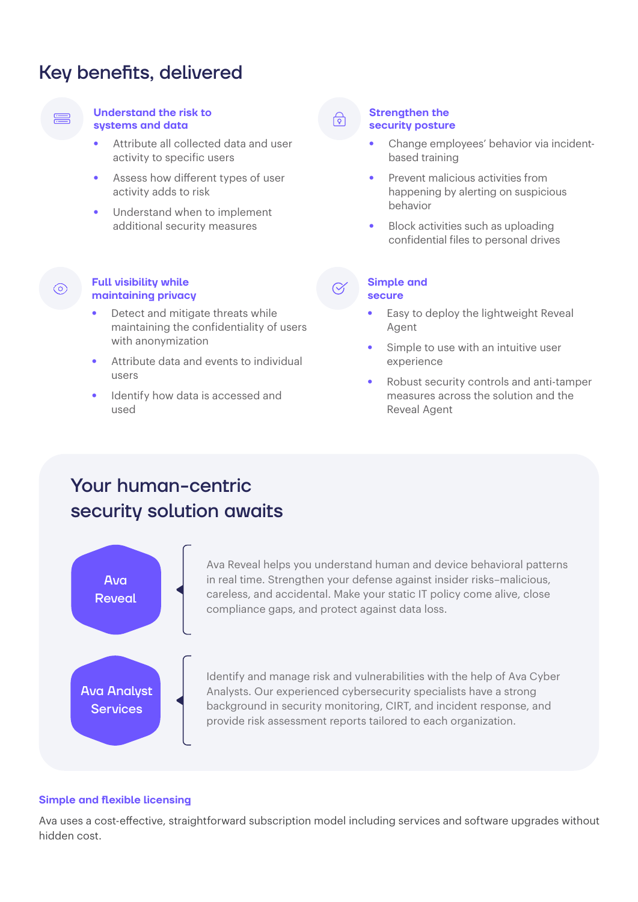# Key benefits, delivered

### Understand the risk to systems and data

- Attribute all collected data and user activity to specific users
- Assess how different types of user activity adds to risk
- Understand when to implement additional security measures

### Strengthen the security posture

- Change employees' behavior via incident-based training
- Prevent malicious activities from happening by alerting on suspicious behavior
- Block activities such as uploading confidential files to personal drives

### Full visibility while maintaining privacy

- Detect and mitigate threats while maintaining the confidentiality of users with anonymization
- Attribute data and events to individual users
- Identify how data is accessed and used

### Simple and secure

- Easy to deploy the lightweight Reveal Agent
- Simple to use with an intuitive user experience
- Robust security controls and anti-tamper measures across the solution and the Reveal Agent

## Your human-centric security solution awaits

**Ava Reveal**

Ava Reveal helps you understand human and device behavioral patterns in real time. Strengthen your defense against insider risks–malicious, careless, and accidental. Make your static IT policy come alive, close compliance gaps, and protect against data loss.

**Ava Analyst Services**

Identify and manage risk and vulnerabilities with the help of Ava Cyber Analysts. Our experienced cybersecurity specialists have a strong background in security monitoring, CIRT, and incident response, and provide risk assessment reports tailored to each organization.

### Simple and flexible licensing

Ava uses a cost-effective, straightforward subscription model including services and software upgrades without hidden cost.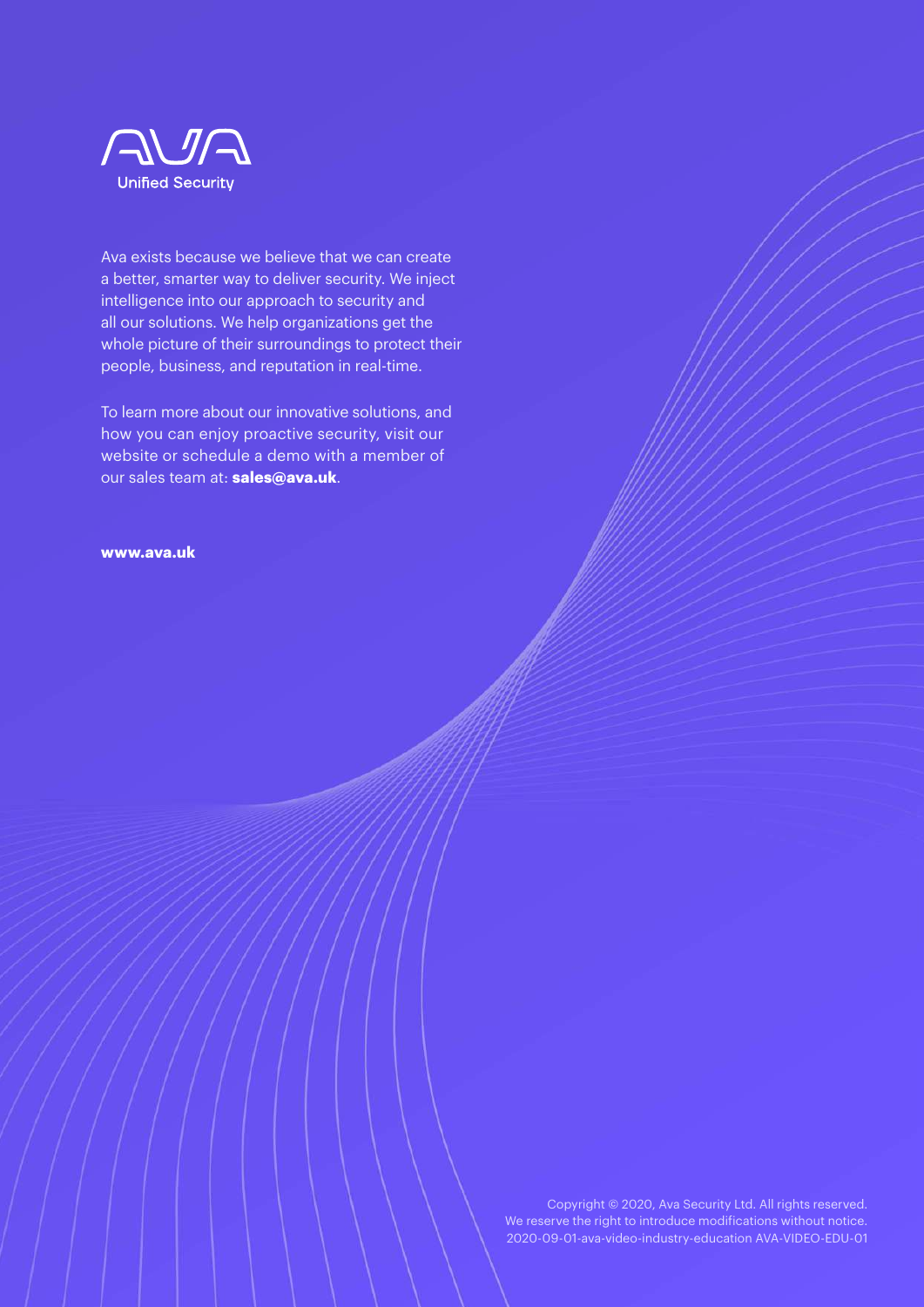AVA

Unified Security

Ava exists because we believe that we can create a better, smarter way to deliver security. We inject intelligence into our approach to security and all our solutions. We help organizations get the whole picture of their surroundings to protect their people, business, and reputation in real-time.

To learn more about our innovative solutions, and how you can enjoy proactive security, visit our website or schedule a demo with a member of our sales team at: **sales@ava.uk**.

**www.ava.uk**

Copyright © 2020, Ava Security Ltd. All rights reserved.
We reserve the right to introduce modifications without notice.
2020-09-01-ava-video-industry-education AVA-VIDEO-EDU-01